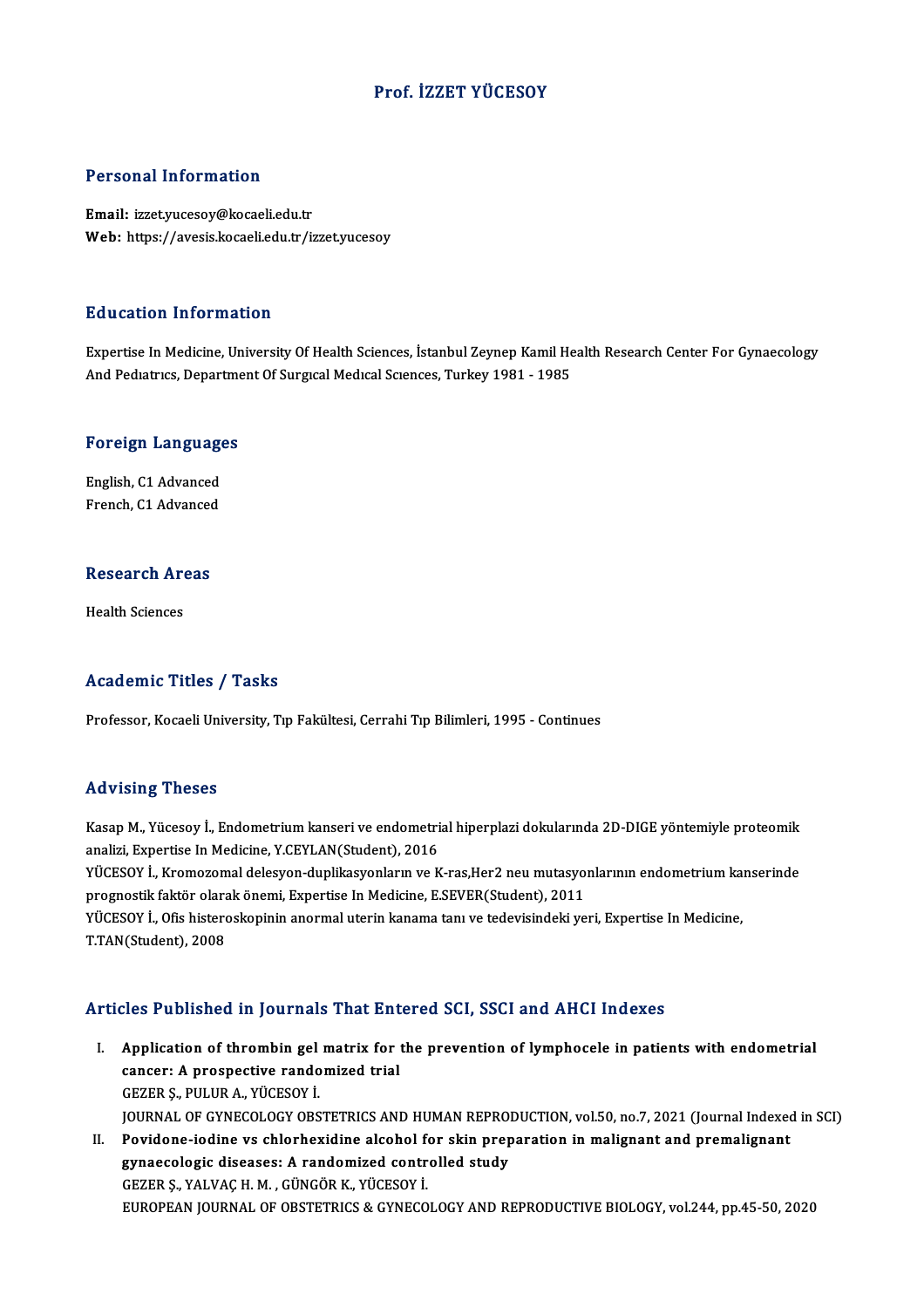// This is an academic CV page: title, section headings, and a numbered article list.
# Prof. İZZET YÜCESOY

## Personal Information

**Email:** izzet.yucesoy@kocaeli.edu.tr
**Web:** https://avesis.kocaeli.edu.tr/izzet.yucesoy

## Education Information

Expertise In Medicine, University Of Health Sciences, İstanbul Zeynep Kamil Health Research Center For Gynaecology And Pedıatrıcs, Department Of Surgıcal Medıcal Scıences, Turkey 1981 - 1985

## Foreign Languages

English, C1 Advanced
French, C1 Advanced

## Research Areas

Health Sciences

## Academic Titles / Tasks

Professor, Kocaeli University, Tıp Fakültesi, Cerrahi Tıp Bilimleri, 1995 - Continues

## Advising Theses

Kasap M., Yücesoy İ., Endometrium kanseri ve endometrial hiperplazi dokularında 2D-DIGE yöntemiyle proteomik analizi, Expertise In Medicine, Y.CEYLAN(Student), 2016

YÜCESOY İ., Kromozomal delesyon-duplikasyonların ve K-ras,Her2 neu mutasyonlarının endometrium kanserinde prognostik faktör olarak önemi, Expertise In Medicine, E.SEVER(Student), 2011

YÜCESOY İ., Ofis histeroskopinin anormal uterin kanama tanı ve tedevisindeki yeri, Expertise In Medicine, T.TAN(Student), 2008

## Articles Published in Journals That Entered SCI, SSCI and AHCI Indexes

I. **Application of thrombin gel matrix for the prevention of lymphocele in patients with endometrial cancer: A prospective randomized trial**
GEZER Ş., PULUR A., YÜCESOY İ.
JOURNAL OF GYNECOLOGY OBSTETRICS AND HUMAN REPRODUCTION, vol.50, no.7, 2021 (Journal Indexed in SCI)

II. **Povidone-iodine vs chlorhexidine alcohol for skin preparation in malignant and premalignant gynaecologic diseases: A randomized controlled study**
GEZER Ş., YALVAÇ H. M. , GÜNGÖR K., YÜCESOY İ.
EUROPEAN JOURNAL OF OBSTETRICS & GYNECOLOGY AND REPRODUCTIVE BIOLOGY, vol.244, pp.45-50, 2020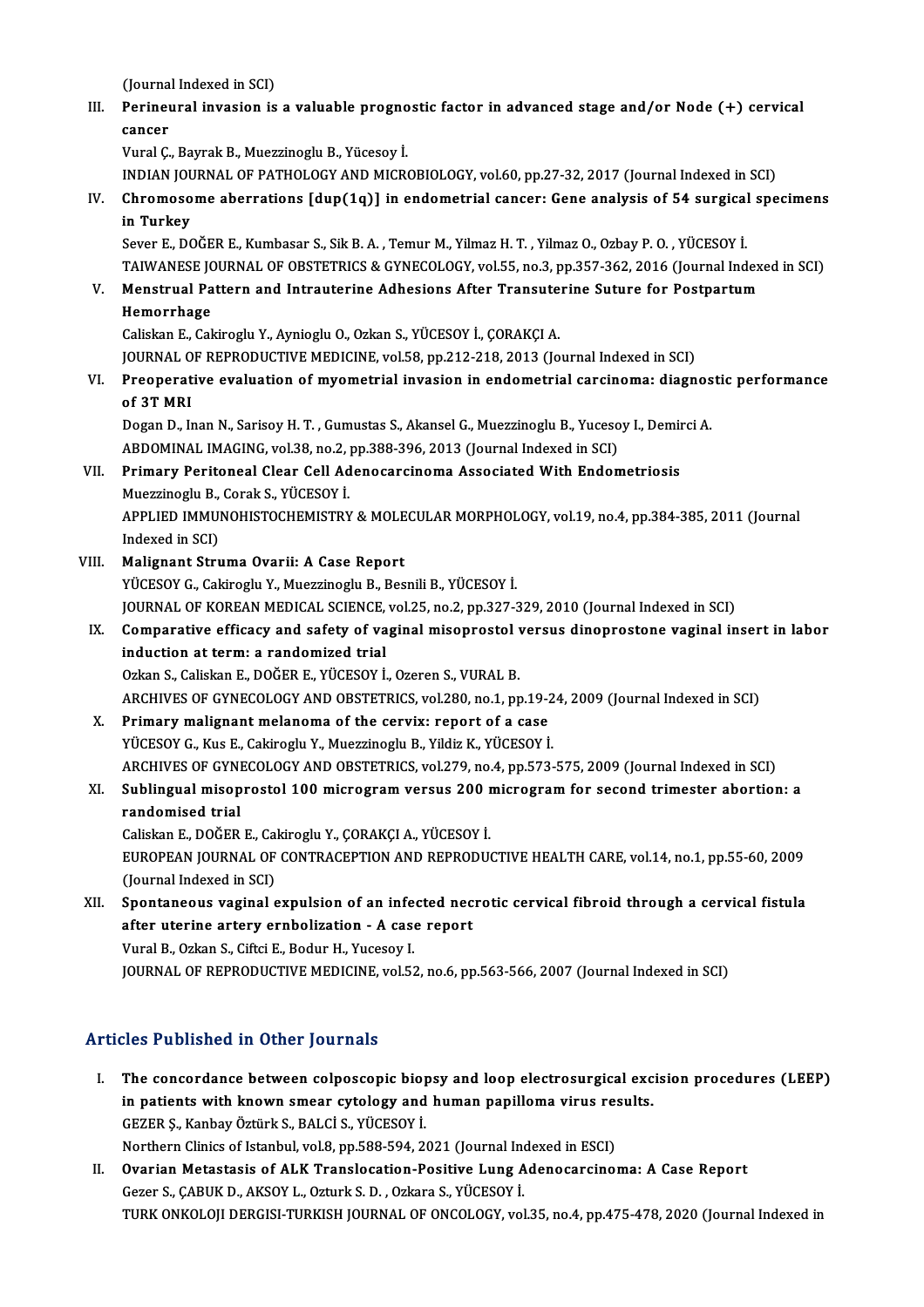(Journal Indexed in SCI)

III. **Perineural invasion is a valuable prognostic factor in advanced stage and/or Node (+) cervical cancer**
Vural Ç., Bayrak B., Muezzinoglu B., Yücesoy İ.
INDIAN JOURNAL OF PATHOLOGY AND MICROBIOLOGY, vol.60, pp.27-32, 2017 (Journal Indexed in SCI)

IV. **Chromosome aberrations [dup(1q)] in endometrial cancer: Gene analysis of 54 surgical specimens in Turkey**
Sever E., DOĞER E., Kumbasar S., Sik B. A. , Temur M., Yilmaz H. T. , Yilmaz O., Ozbay P. O. , YÜCESOY İ.
TAIWANESE JOURNAL OF OBSTETRICS & GYNECOLOGY, vol.55, no.3, pp.357-362, 2016 (Journal Indexed in SCI)

V. **Menstrual Pattern and Intrauterine Adhesions After Transuterine Suture for Postpartum Hemorrhage**
Caliskan E., Cakiroglu Y., Aynioglu O., Ozkan S., YÜCESOY İ., ÇORAKÇI A.
JOURNAL OF REPRODUCTIVE MEDICINE, vol.58, pp.212-218, 2013 (Journal Indexed in SCI)

VI. **Preoperative evaluation of myometrial invasion in endometrial carcinoma: diagnostic performance of 3T MRI**
Dogan D., Inan N., Sarisoy H. T. , Gumustas S., Akansel G., Muezzinoglu B., Yucesoy I., Demirci A.
ABDOMINAL IMAGING, vol.38, no.2, pp.388-396, 2013 (Journal Indexed in SCI)

VII. **Primary Peritoneal Clear Cell Adenocarcinoma Associated With Endometriosis**
Muezzinoglu B., Corak S., YÜCESOY İ.
APPLIED IMMUNOHISTOCHEMISTRY & MOLECULAR MORPHOLOGY, vol.19, no.4, pp.384-385, 2011 (Journal Indexed in SCI)

VIII. **Malignant Struma Ovarii: A Case Report**
YÜCESOY G., Cakiroglu Y., Muezzinoglu B., Besnili B., YÜCESOY İ.
JOURNAL OF KOREAN MEDICAL SCIENCE, vol.25, no.2, pp.327-329, 2010 (Journal Indexed in SCI)

IX. **Comparative efficacy and safety of vaginal misoprostol versus dinoprostone vaginal insert in labor induction at term: a randomized trial**
Ozkan S., Caliskan E., DOĞER E., YÜCESOY İ., Ozeren S., VURAL B.
ARCHIVES OF GYNECOLOGY AND OBSTETRICS, vol.280, no.1, pp.19-24, 2009 (Journal Indexed in SCI)

X. **Primary malignant melanoma of the cervix: report of a case**
YÜCESOY G., Kus E., Cakiroglu Y., Muezzinoglu B., Yildiz K., YÜCESOY İ.
ARCHIVES OF GYNECOLOGY AND OBSTETRICS, vol.279, no.4, pp.573-575, 2009 (Journal Indexed in SCI)

XI. **Sublingual misoprostol 100 microgram versus 200 microgram for second trimester abortion: a randomised trial**
Caliskan E., DOĞER E., Cakiroglu Y., ÇORAKÇI A., YÜCESOY İ.
EUROPEAN JOURNAL OF CONTRACEPTION AND REPRODUCTIVE HEALTH CARE, vol.14, no.1, pp.55-60, 2009 (Journal Indexed in SCI)

XII. **Spontaneous vaginal expulsion of an infected necrotic cervical fibroid through a cervical fistula after uterine artery ernbolization - A case report**
Vural B., Ozkan S., Ciftci E., Bodur H., Yucesoy I.
JOURNAL OF REPRODUCTIVE MEDICINE, vol.52, no.6, pp.563-566, 2007 (Journal Indexed in SCI)

## Articles Published in Other Journals

I. **The concordance between colposcopic biopsy and loop electrosurgical excision procedures (LEEP) in patients with known smear cytology and human papilloma virus results.**
GEZER Ş., Kanbay Öztürk S., BALCİ S., YÜCESOY İ.
Northern Clinics of Istanbul, vol.8, pp.588-594, 2021 (Journal Indexed in ESCI)

II. **Ovarian Metastasis of ALK Translocation-Positive Lung Adenocarcinoma: A Case Report**
Gezer S., ÇABUK D., AKSOY L., Ozturk S. D. , Ozkara S., YÜCESOY İ.
TURK ONKOLOJI DERGISI-TURKISH JOURNAL OF ONCOLOGY, vol.35, no.4, pp.475-478, 2020 (Journal Indexed in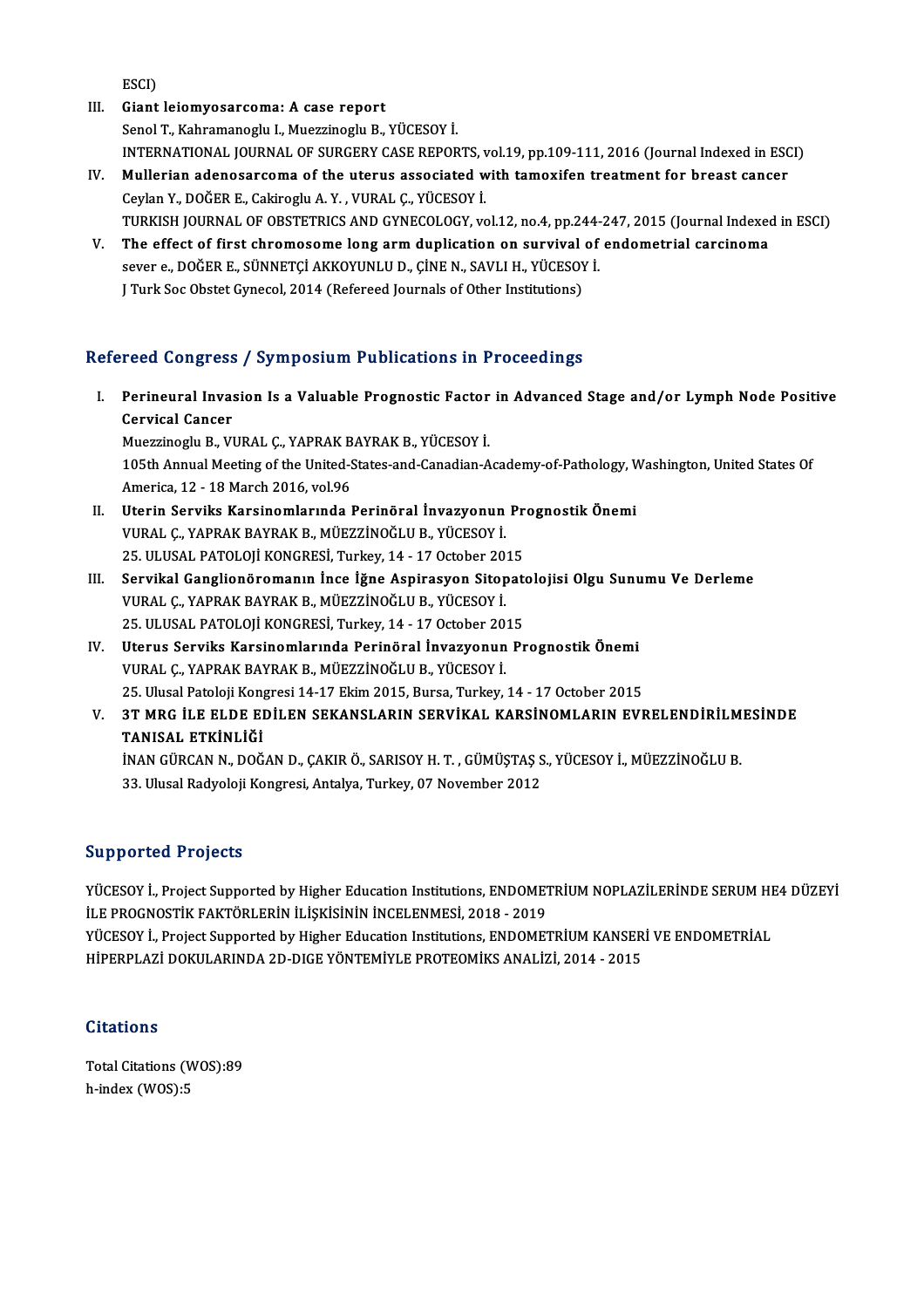ESCI)

III. **Giant leiomyosarcoma: A case report**
Senol T., Kahramanoglu I., Muezzinoglu B., YÜCESOY İ.
INTERNATIONAL JOURNAL OF SURGERY CASE REPORTS, vol.19, pp.109-111, 2016 (Journal Indexed in ESCI)

IV. **Mullerian adenosarcoma of the uterus associated with tamoxifen treatment for breast cancer**
Ceylan Y., DOĞER E., Cakiroglu A. Y. , VURAL Ç., YÜCESOY İ.
TURKISH JOURNAL OF OBSTETRICS AND GYNECOLOGY, vol.12, no.4, pp.244-247, 2015 (Journal Indexed in ESCI)

V. **The effect of first chromosome long arm duplication on survival of endometrial carcinoma**
sever e., DOĞER E., SÜNNETÇİ AKKOYUNLU D., ÇİNE N., SAVLI H., YÜCESOY İ.
J Turk Soc Obstet Gynecol, 2014 (Refereed Journals of Other Institutions)

## Refereed Congress / Symposium Publications in Proceedings

I. **Perineural Invasion Is a Valuable Prognostic Factor in Advanced Stage and/or Lymph Node Positive Cervical Cancer**
Muezzinoglu B., VURAL Ç., YAPRAK BAYRAK B., YÜCESOY İ.
105th Annual Meeting of the United-States-and-Canadian-Academy-of-Pathology, Washington, United States Of America, 12 - 18 March 2016, vol.96

II. **Uterin Serviks Karsinomlarında Perinöral İnvazyonun Prognostik Önemi**
VURAL Ç., YAPRAK BAYRAK B., MÜEZZİNOĞLU B., YÜCESOY İ.
25. ULUSAL PATOLOJİ KONGRESİ, Turkey, 14 - 17 October 2015

III. **Servikal Ganglionöromanın İnce İğne Aspirasyon Sitopatolojisi Olgu Sunumu Ve Derleme**
VURAL Ç., YAPRAK BAYRAK B., MÜEZZİNOĞLU B., YÜCESOY İ.
25. ULUSAL PATOLOJİ KONGRESİ, Turkey, 14 - 17 October 2015

IV. **Uterus Serviks Karsinomlarında Perinöral İnvazyonun Prognostik Önemi**
VURAL Ç., YAPRAK BAYRAK B., MÜEZZİNOĞLU B., YÜCESOY İ.
25. Ulusal Patoloji Kongresi 14-17 Ekim 2015, Bursa, Turkey, 14 - 17 October 2015

V. **3T MRG İLE ELDE EDİLEN SEKANSLARIN SERVİKAL KARSİNOMLARIN EVRELENDİRİLMESİNDE TANISAL ETKİNLİĞİ**
İNAN GÜRCAN N., DOĞAN D., ÇAKIR Ö., SARISOY H. T. , GÜMÜŞTAŞ S., YÜCESOY İ., MÜEZZİNOĞLU B.
33. Ulusal Radyoloji Kongresi, Antalya, Turkey, 07 November 2012

## Supported Projects

YÜCESOY İ., Project Supported by Higher Education Institutions, ENDOMETRİUM NOPLAZİLERİNDE SERUM HE4 DÜZEYİ İLE PROGNOSTİK FAKTÖRLERİN İLİŞKİSİNİN İNCELENMESİ, 2018 - 2019

YÜCESOY İ., Project Supported by Higher Education Institutions, ENDOMETRİUM KANSERİ VE ENDOMETRİAL HİPERPLAZİ DOKULARINDA 2D-DIGE YÖNTEMİYLE PROTEOMİKS ANALİZİ, 2014 - 2015

## Citations

Total Citations (WOS):89
h-index (WOS):5